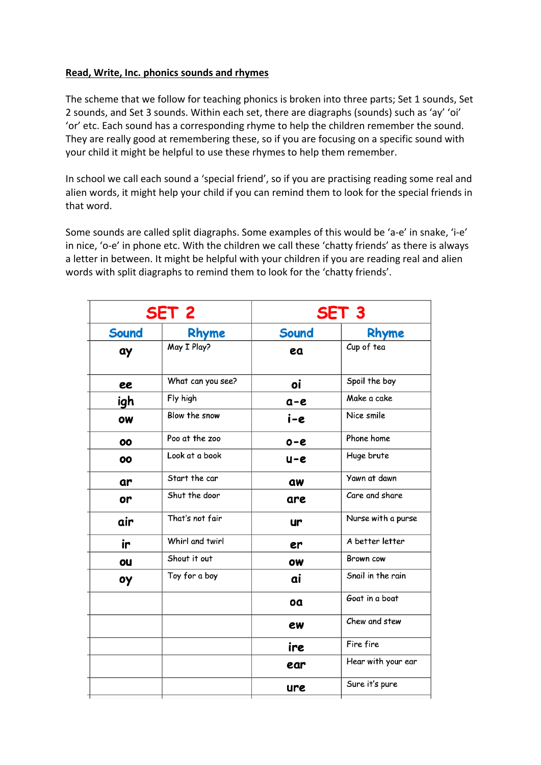**Read, Write, Inc. phonics sounds and rhymes**

The scheme that we follow for teaching phonics is broken into three parts; Set 1 sounds, Set 2 sounds, and Set 3 sounds. Within each set, there are diagraphs (sounds) such as 'ay' 'oi' 'or' etc. Each sound has a corresponding rhyme to help the children remember the sound. They are really good at remembering these, so if you are focusing on a specific sound with your child it might be helpful to use these rhymes to help them remember.

In school we call each sound a 'special friend', so if you are practising reading some real and alien words, it might help your child if you can remind them to look for the special friends in that word.

Some sounds are called split diagraphs. Some examples of this would be 'a-e' in snake, 'i-e' in nice, 'o-e' in phone etc. With the children we call these 'chatty friends' as there is always a letter in between. It might be helpful with your children if you are reading real and alien words with split diagraphs to remind them to look for the 'chatty friends'.

| SET 2 | | SET 3 | |
|---|---|---|---|
| **Sound** | **Rhyme** | **Sound** | **Rhyme** |
| ay | May I Play? | ea | Cup of tea |
| ee | What can you see? | oi | Spoil the boy |
| igh | Fly high | a-e | Make a cake |
| ow | Blow the snow | i-e | Nice smile |
| oo | Poo at the zoo | o-e | Phone home |
| oo | Look at a book | u-e | Huge brute |
| ar | Start the car | aw | Yawn at dawn |
| or | Shut the door | are | Care and share |
| air | That's not fair | ur | Nurse with a purse |
| ir | Whirl and twirl | er | A better letter |
| ou | Shout it out | ow | Brown cow |
| oy | Toy for a boy | ai | Snail in the rain |
| | | oa | Goat in a boat |
| | | ew | Chew and stew |
| | | ire | Fire fire |
| | | ear | Hear with your ear |
| | | ure | Sure it's pure |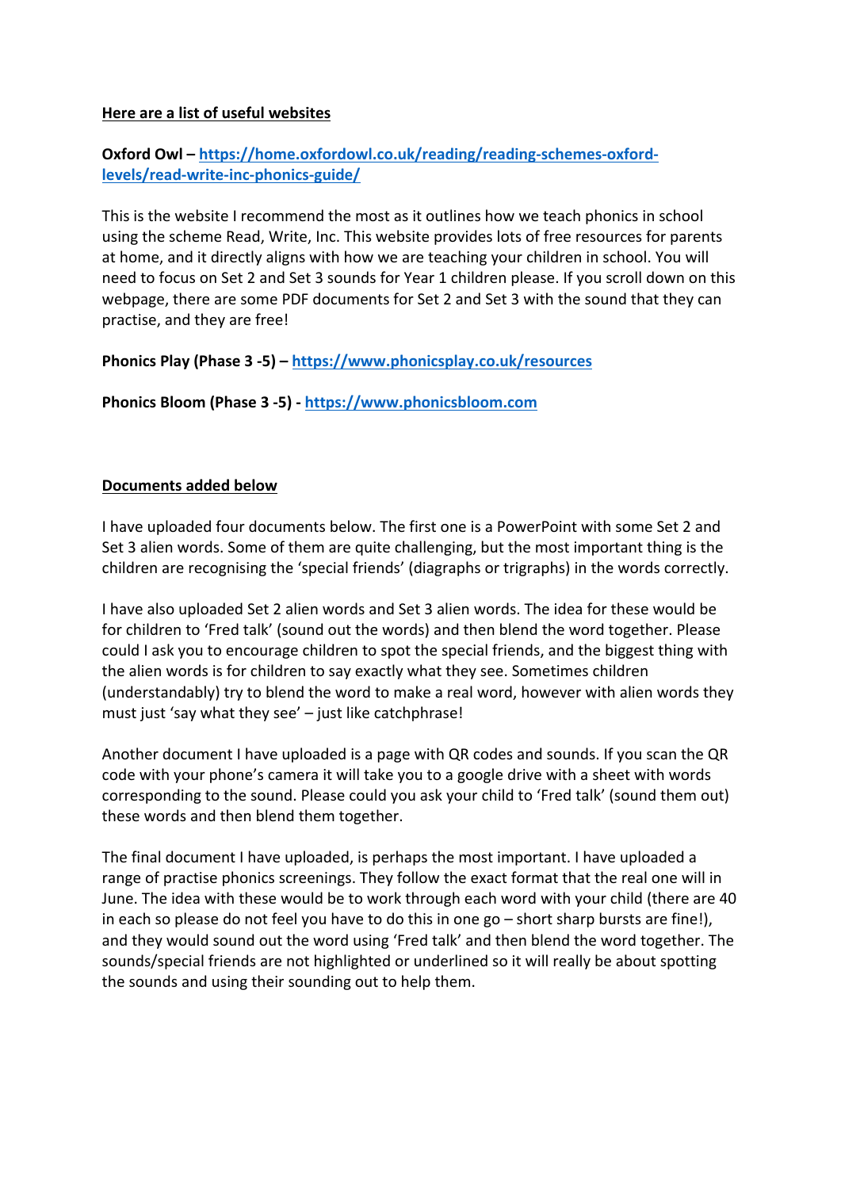**Here are a list of useful websites**

**Oxford Owl – [https://home.oxfordowl.co.uk/reading/reading-schemes-oxford-levels/read-write-inc-phonics-guide/](https://home.oxfordowl.co.uk/reading/reading-schemes-oxford-levels/read-write-inc-phonics-guide/)**

This is the website I recommend the most as it outlines how we teach phonics in school using the scheme Read, Write, Inc. This website provides lots of free resources for parents at home, and it directly aligns with how we are teaching your children in school. You will need to focus on Set 2 and Set 3 sounds for Year 1 children please. If you scroll down on this webpage, there are some PDF documents for Set 2 and Set 3 with the sound that they can practise, and they are free!

**Phonics Play (Phase 3 -5) – [https://www.phonicsplay.co.uk/resources](https://www.phonicsplay.co.uk/resources)**

**Phonics Bloom (Phase 3 -5) - [https://www.phonicsbloom.com](https://www.phonicsbloom.com)**

**Documents added below**

I have uploaded four documents below. The first one is a PowerPoint with some Set 2 and Set 3 alien words. Some of them are quite challenging, but the most important thing is the children are recognising the 'special friends' (diagraphs or trigraphs) in the words correctly.

I have also uploaded Set 2 alien words and Set 3 alien words. The idea for these would be for children to 'Fred talk' (sound out the words) and then blend the word together. Please could I ask you to encourage children to spot the special friends, and the biggest thing with the alien words is for children to say exactly what they see. Sometimes children (understandably) try to blend the word to make a real word, however with alien words they must just 'say what they see' – just like catchphrase!

Another document I have uploaded is a page with QR codes and sounds. If you scan the QR code with your phone's camera it will take you to a google drive with a sheet with words corresponding to the sound. Please could you ask your child to 'Fred talk' (sound them out) these words and then blend them together.

The final document I have uploaded, is perhaps the most important. I have uploaded a range of practise phonics screenings. They follow the exact format that the real one will in June. The idea with these would be to work through each word with your child (there are 40 in each so please do not feel you have to do this in one go – short sharp bursts are fine!), and they would sound out the word using 'Fred talk' and then blend the word together. The sounds/special friends are not highlighted or underlined so it will really be about spotting the sounds and using their sounding out to help them.